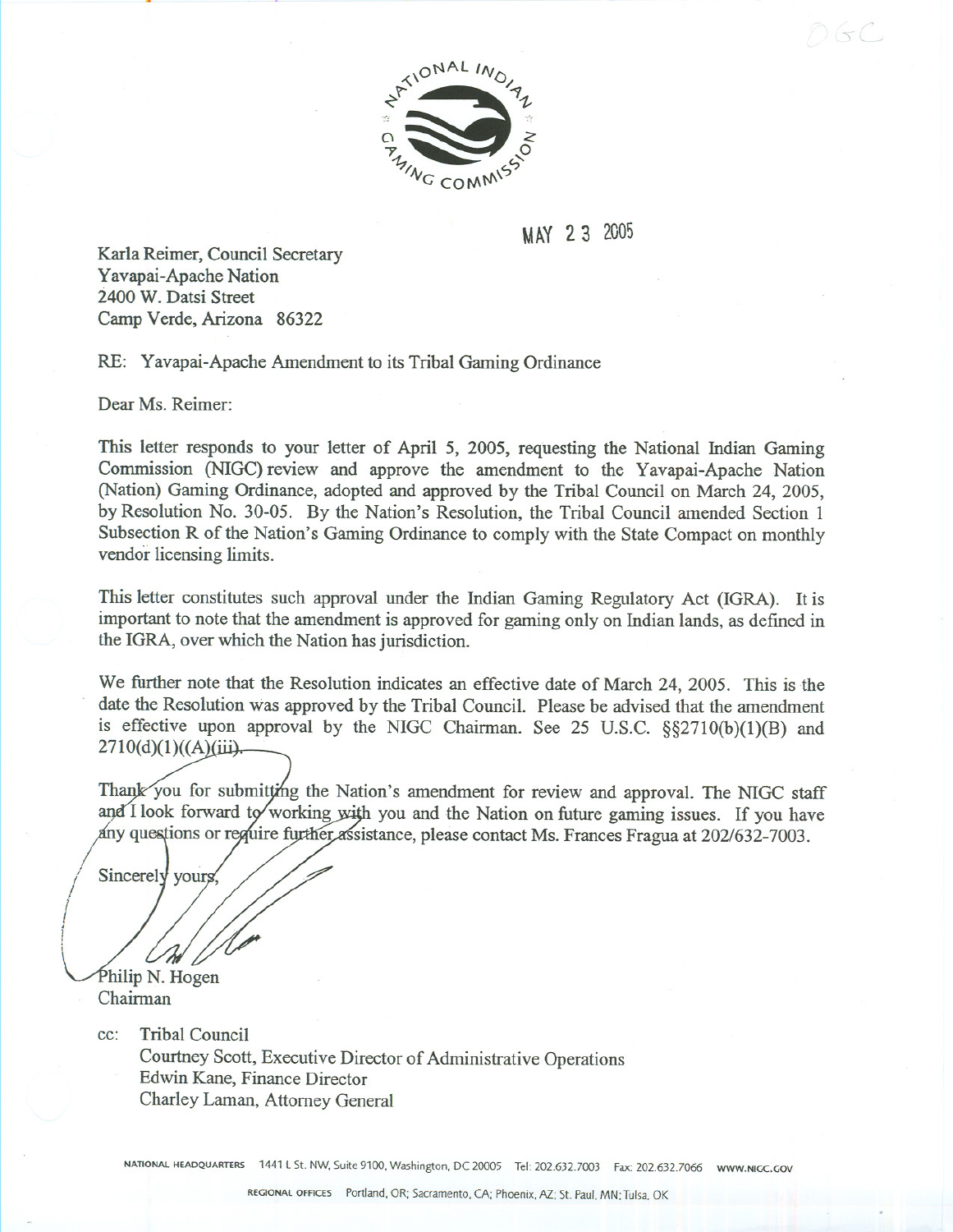NATIONAL INDIAN GAMING COMMISSION

MAY 23 2005

Karla Reimer, Council Secretary
Yavapai-Apache Nation
2400 W. Datsi Street
Camp Verde, Arizona 86322

RE: Yavapai-Apache Amendment to its Tribal Gaming Ordinance

Dear Ms. Reimer:

This letter responds to your letter of April 5, 2005, requesting the National Indian Gaming Commission (NIGC) review and approve the amendment to the Yavapai-Apache Nation (Nation) Gaming Ordinance, adopted and approved by the Tribal Council on March 24, 2005, by Resolution No. 30-05. By the Nation's Resolution, the Tribal Council amended Section 1 Subsection R of the Nation's Gaming Ordinance to comply with the State Compact on monthly vendor licensing limits.

This letter constitutes such approval under the Indian Gaming Regulatory Act (IGRA). It is important to note that the amendment is approved for gaming only on Indian lands, as defined in the IGRA, over which the Nation has jurisdiction.

We further note that the Resolution indicates an effective date of March 24, 2005. This is the date the Resolution was approved by the Tribal Council. Please be advised that the amendment is effective upon approval by the NIGC Chairman. See 25 U.S.C. §§2710(b)(1)(B) and 2710(d)(1)((A)(iii).

Thank you for submitting the Nation's amendment for review and approval. The NIGC staff and I look forward to working with you and the Nation on future gaming issues. If you have any questions or require further assistance, please contact Ms. Frances Fragua at 202/632-7003.

Sincerely yours,

Philip N. Hogen
Chairman

cc: Tribal Council
Courtney Scott, Executive Director of Administrative Operations
Edwin Kane, Finance Director
Charley Laman, Attorney General

NATIONAL HEADQUARTERS 1441 L St. NW, Suite 9100, Washington, DC 20005 Tel: 202.632.7003 Fax: 202.632.7066 WWW.NIGC.GOV

REGIONAL OFFICES Portland, OR; Sacramento, CA; Phoenix, AZ; St. Paul, MN; Tulsa, OK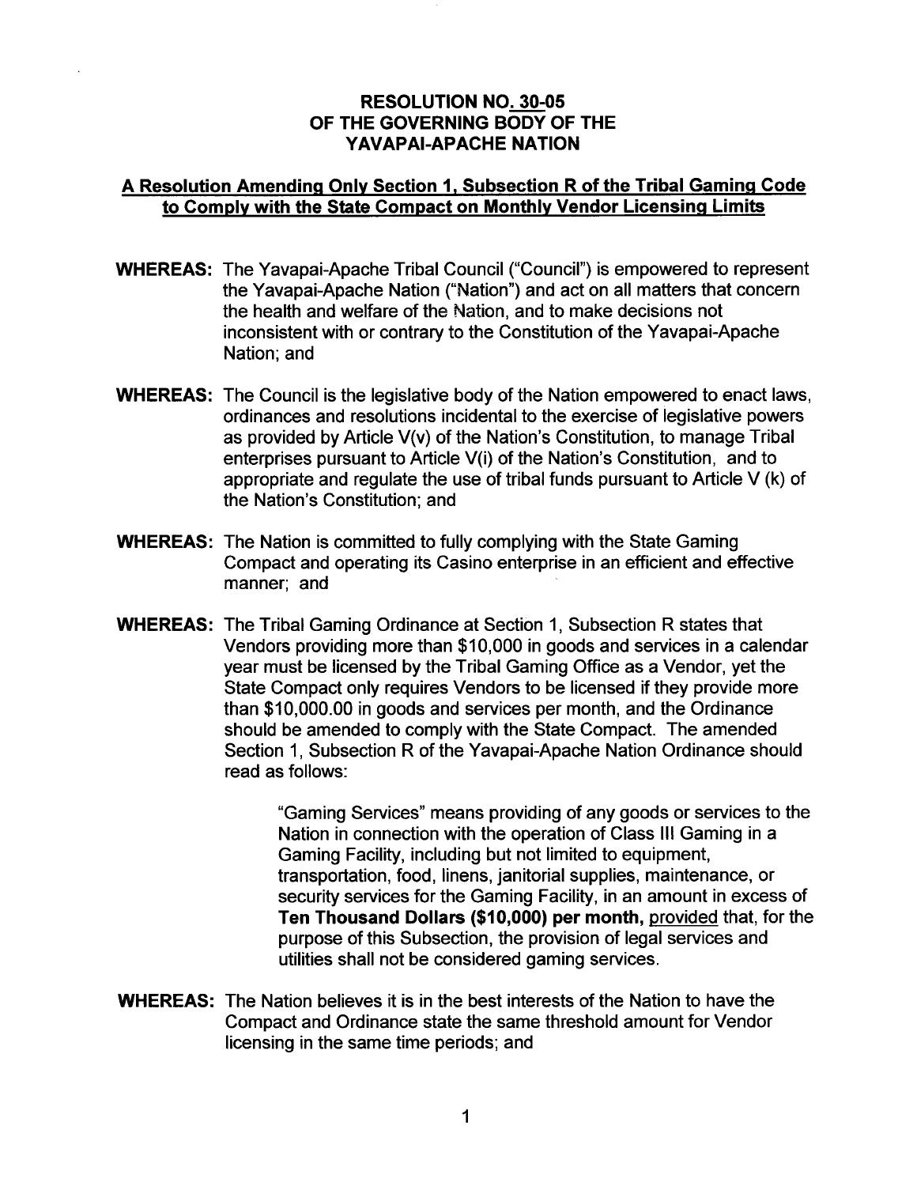**RESOLUTION NO. 30-05**
**OF THE GOVERNING BODY OF THE**
**YAVAPAI-APACHE NATION**

**A Resolution Amending Only Section 1, Subsection R of the Tribal Gaming Code to Comply with the State Compact on Monthly Vendor Licensing Limits**

**WHEREAS:** The Yavapai-Apache Tribal Council ("Council") is empowered to represent the Yavapai-Apache Nation ("Nation") and act on all matters that concern the health and welfare of the Nation, and to make decisions not inconsistent with or contrary to the Constitution of the Yavapai-Apache Nation; and

**WHEREAS:** The Council is the legislative body of the Nation empowered to enact laws, ordinances and resolutions incidental to the exercise of legislative powers as provided by Article V(v) of the Nation's Constitution, to manage Tribal enterprises pursuant to Article V(i) of the Nation's Constitution, and to appropriate and regulate the use of tribal funds pursuant to Article V (k) of the Nation's Constitution; and

**WHEREAS:** The Nation is committed to fully complying with the State Gaming Compact and operating its Casino enterprise in an efficient and effective manner; and

**WHEREAS:** The Tribal Gaming Ordinance at Section 1, Subsection R states that Vendors providing more than $10,000 in goods and services in a calendar year must be licensed by the Tribal Gaming Office as a Vendor, yet the State Compact only requires Vendors to be licensed if they provide more than $10,000.00 in goods and services per month, and the Ordinance should be amended to comply with the State Compact. The amended Section 1, Subsection R of the Yavapai-Apache Nation Ordinance should read as follows:

> "Gaming Services" means providing of any goods or services to the Nation in connection with the operation of Class III Gaming in a Gaming Facility, including but not limited to equipment, transportation, food, linens, janitorial supplies, maintenance, or security services for the Gaming Facility, in an amount in excess of **Ten Thousand Dollars ($10,000) per month,** provided that, for the purpose of this Subsection, the provision of legal services and utilities shall not be considered gaming services.

**WHEREAS:** The Nation believes it is in the best interests of the Nation to have the Compact and Ordinance state the same threshold amount for Vendor licensing in the same time periods; and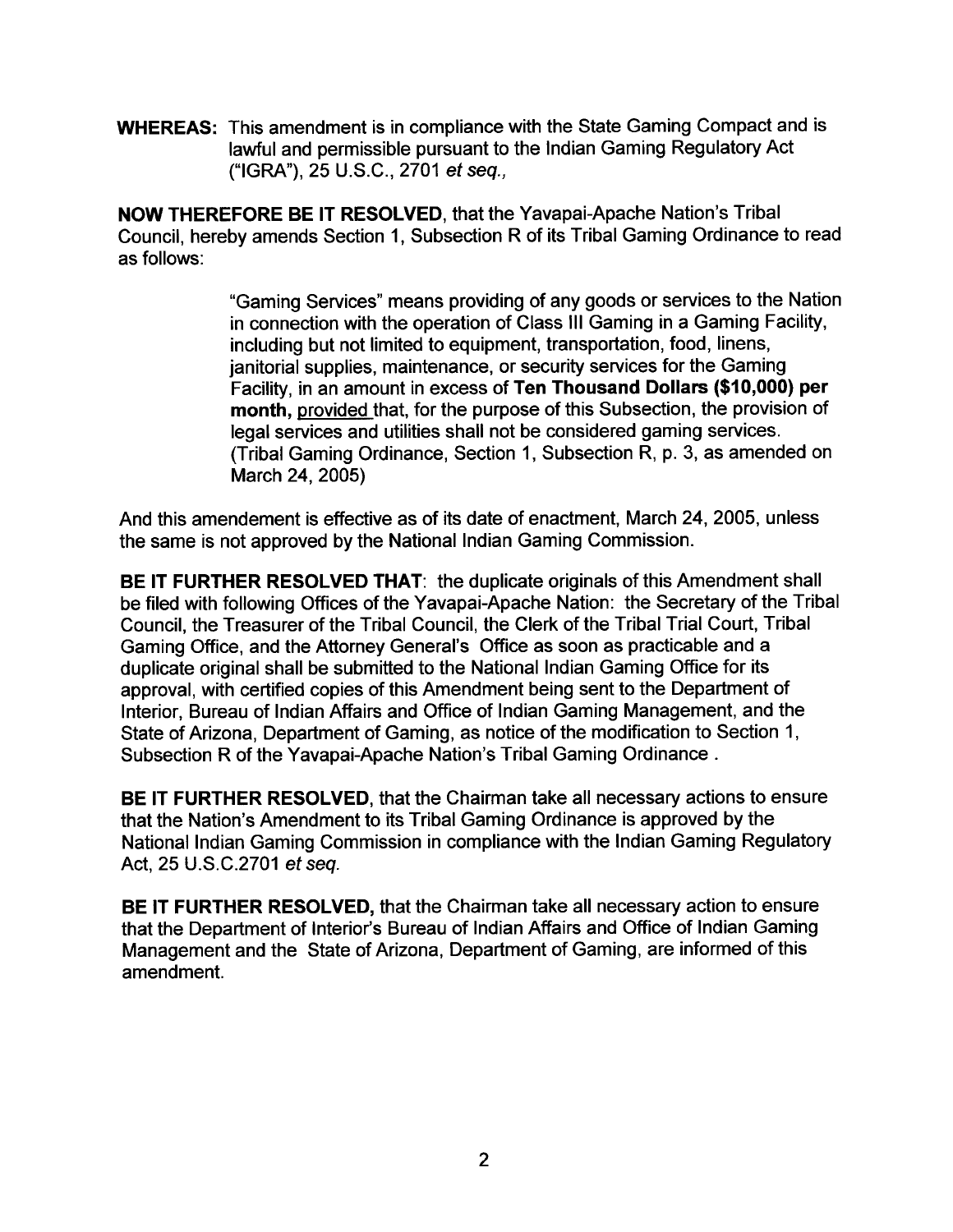**WHEREAS:** This amendment is in compliance with the State Gaming Compact and is lawful and permissible pursuant to the Indian Gaming Regulatory Act ("IGRA"), 25 U.S.C., 2701 *et seq.,*

**NOW THEREFORE BE IT RESOLVED**, that the Yavapai-Apache Nation's Tribal Council, hereby amends Section 1, Subsection R of its Tribal Gaming Ordinance to read as follows:

> "Gaming Services" means providing of any goods or services to the Nation in connection with the operation of Class III Gaming in a Gaming Facility, including but not limited to equipment, transportation, food, linens, janitorial supplies, maintenance, or security services for the Gaming Facility, in an amount in excess of **Ten Thousand Dollars ($10,000) per month,** <u>provided</u> that, for the purpose of this Subsection, the provision of legal services and utilities shall not be considered gaming services. (Tribal Gaming Ordinance, Section 1, Subsection R, p. 3, as amended on March 24, 2005)

And this amendement is effective as of its date of enactment, March 24, 2005, unless the same is not approved by the National Indian Gaming Commission.

**BE IT FURTHER RESOLVED THAT**: the duplicate originals of this Amendment shall be filed with following Offices of the Yavapai-Apache Nation: the Secretary of the Tribal Council, the Treasurer of the Tribal Council, the Clerk of the Tribal Trial Court, Tribal Gaming Office, and the Attorney General's Office as soon as practicable and a duplicate original shall be submitted to the National Indian Gaming Office for its approval, with certified copies of this Amendment being sent to the Department of Interior, Bureau of Indian Affairs and Office of Indian Gaming Management, and the State of Arizona, Department of Gaming, as notice of the modification to Section 1, Subsection R of the Yavapai-Apache Nation's Tribal Gaming Ordinance .

**BE IT FURTHER RESOLVED**, that the Chairman take all necessary actions to ensure that the Nation's Amendment to its Tribal Gaming Ordinance is approved by the National Indian Gaming Commission in compliance with the Indian Gaming Regulatory Act, 25 U.S.C.2701 *et seq.*

**BE IT FURTHER RESOLVED,** that the Chairman take all necessary action to ensure that the Department of Interior's Bureau of Indian Affairs and Office of Indian Gaming Management and the State of Arizona, Department of Gaming, are informed of this amendment.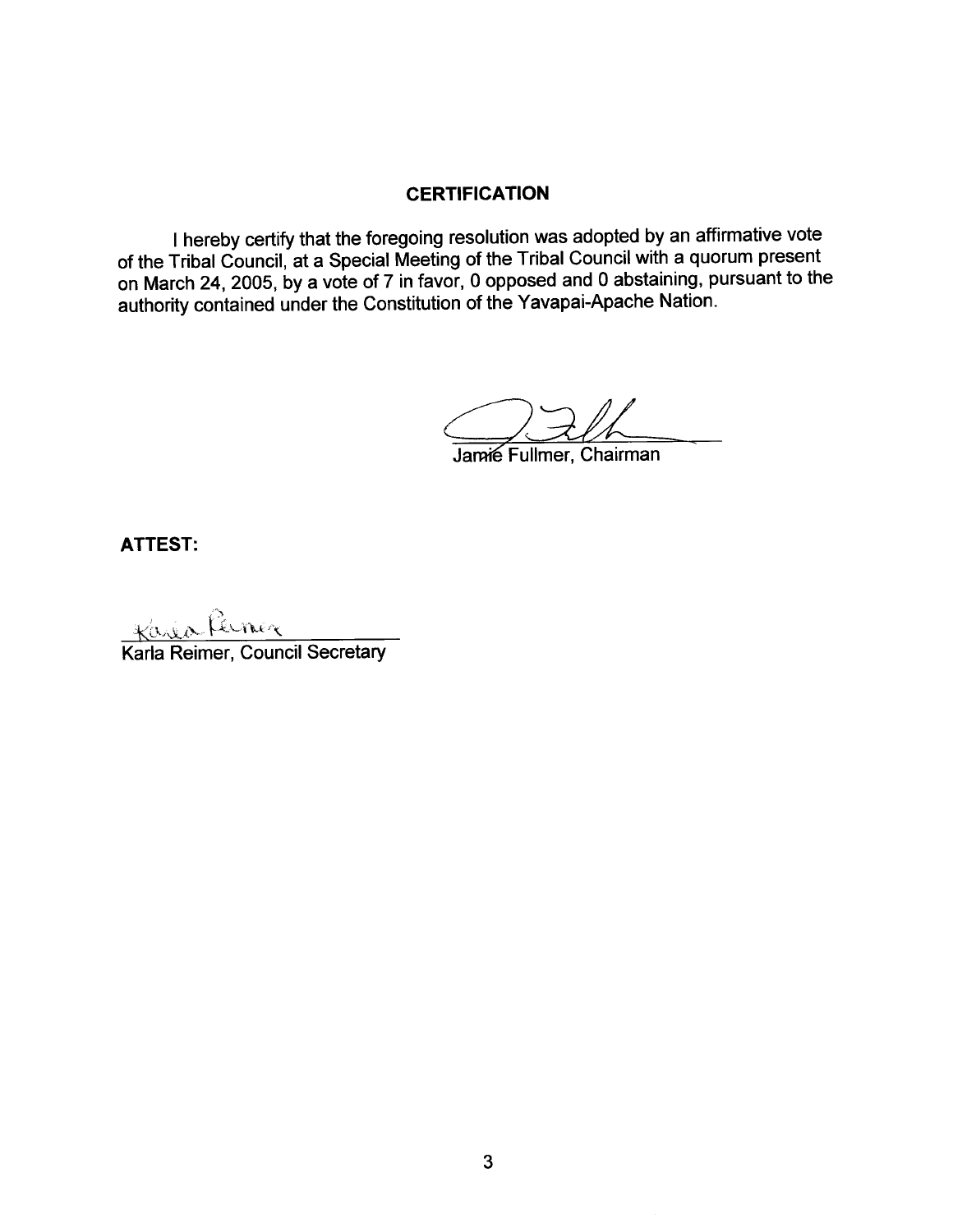## CERTIFICATION

I hereby certify that the foregoing resolution was adopted by an affirmative vote of the Tribal Council, at a Special Meeting of the Tribal Council with a quorum present on March 24, 2005, by a vote of 7 in favor, 0 opposed and 0 abstaining, pursuant to the authority contained under the Constitution of the Yavapai-Apache Nation.

Jamie Fullmer, Chairman

**ATTEST:**

Karla Reimer, Council Secretary